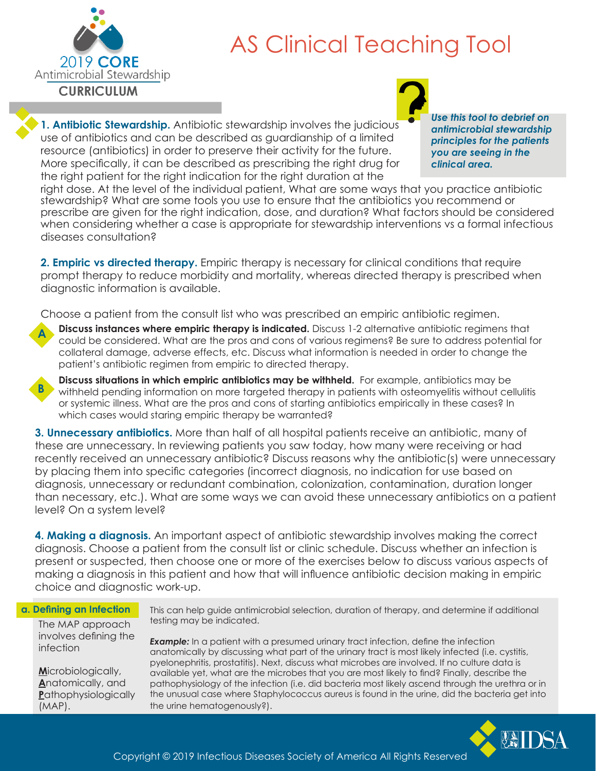2019 **CORE** Antimicrobial Stewardship **CURRICULUM**

# AS Clinical Teaching Tool

*Use this tool to debrief on antimicrobial stewardship principles for the patients you are seeing in the clinical area.*

**1. Antibiotic Stewardship.** Antibiotic stewardship involves the judicious use of antibiotics and can be described as guardianship of a limited resource (antibiotics) in order to preserve their activity for the future. More specifically, it can be described as prescribing the right drug for the right patient for the right indication for the right duration at the right dose. At the level of the individual patient, What are some ways that you practice antibiotic stewardship? What are some tools you use to ensure that the antibiotics you recommend or prescribe are given for the right indication, dose, and duration? What factors should be considered when considering whether a case is appropriate for stewardship interventions vs a formal infectious diseases consultation?

**2. Empiric vs directed therapy.** Empiric therapy is necessary for clinical conditions that require prompt therapy to reduce morbidity and mortality, whereas directed therapy is prescribed when diagnostic information is available.

Choose a patient from the consult list who was prescribed an empiric antibiotic regimen.

- **A** **Discuss instances where empiric therapy is indicated.** Discuss 1-2 alternative antibiotic regimens that could be considered. What are the pros and cons of various regimens? Be sure to address potential for collateral damage, adverse effects, etc. Discuss what information is needed in order to change the patient's antibiotic regimen from empiric to directed therapy.
- **B** **Discuss situations in which empiric antibiotics may be withheld.** For example, antibiotics may be withheld pending information on more targeted therapy in patients with osteomyelitis without cellulitis or systemic illness. What are the pros and cons of starting antibiotics empirically in these cases? In which cases would staring empiric therapy be warranted?

**3. Unnecessary antibiotics.** More than half of all hospital patients receive an antibiotic, many of these are unnecessary. In reviewing patients you saw today, how many were receiving or had recently received an unnecessary antibiotic? Discuss reasons why the antibiotic(s) were unnecessary by placing them into specific categories (incorrect diagnosis, no indication for use based on diagnosis, unnecessary or redundant combination, colonization, contamination, duration longer than necessary, etc.). What are some ways we can avoid these unnecessary antibiotics on a patient level? On a system level?

**4. Making a diagnosis.** An important aspect of antibiotic stewardship involves making the correct diagnosis. Choose a patient from the consult list or clinic schedule. Discuss whether an infection is present or suspected, then choose one or more of the exercises below to discuss various aspects of making a diagnosis in this patient and how that will influence antibiotic decision making in empiric choice and diagnostic work-up.

**a. Defining an Infection**

The MAP approach involves defining the infection

**M**icrobiologically, **A**natomically, and **P**athophysiologically (MAP).

This can help guide antimicrobial selection, duration of therapy, and determine if additional testing may be indicated.

***Example:*** In a patient with a presumed urinary tract infection, define the infection anatomically by discussing what part of the urinary tract is most likely infected (i.e. cystitis, pyelonephritis, prostatitis). Next, discuss what microbes are involved. If no culture data is available yet, what are the microbes that you are most likely to find? Finally, describe the pathophysiology of the infection (i.e. did bacteria most likely ascend through the urethra or in the unusual case where Staphylococcus aureus is found in the urine, did the bacteria get into the urine hematogenously?).

Copyright © 2019 Infectious Diseases Society of America All Rights Reserved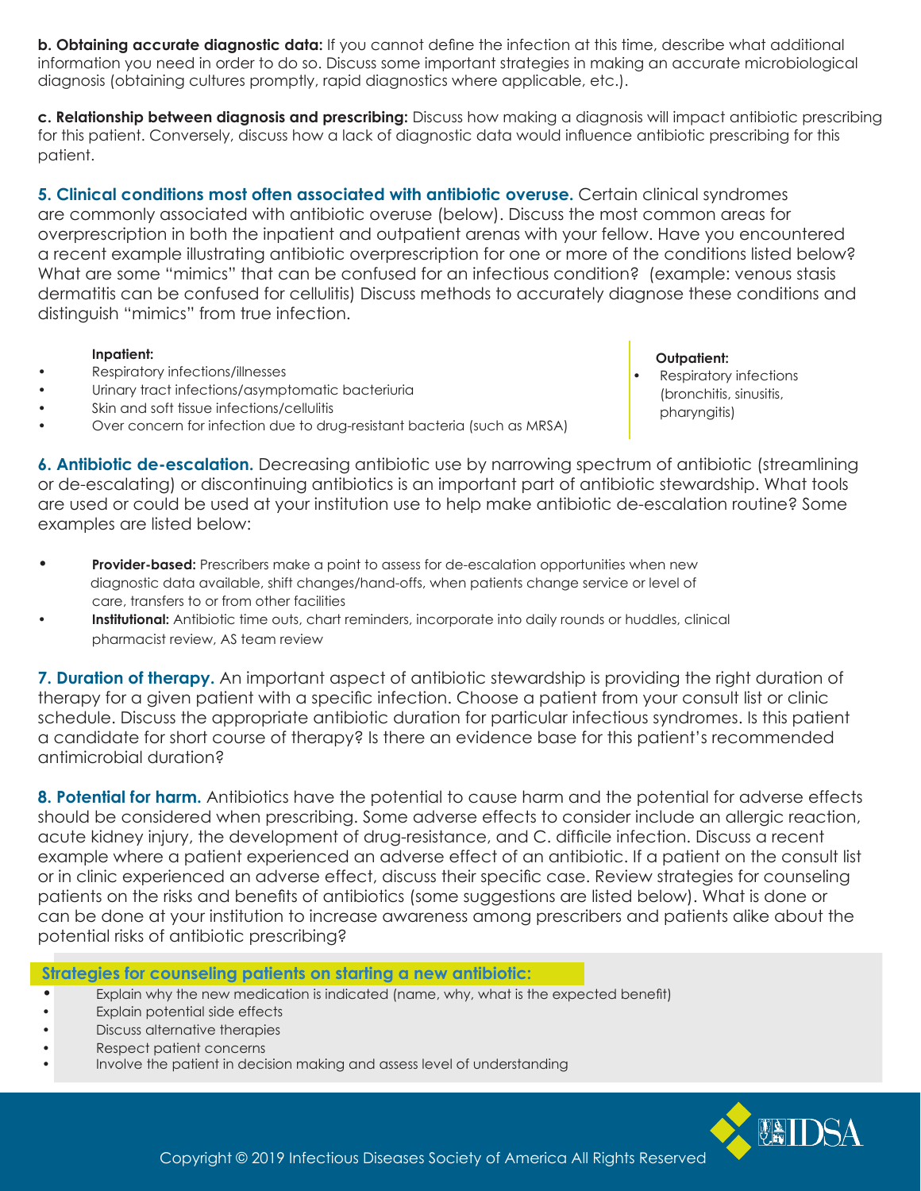**b. Obtaining accurate diagnostic data:** If you cannot define the infection at this time, describe what additional information you need in order to do so. Discuss some important strategies in making an accurate microbiological diagnosis (obtaining cultures promptly, rapid diagnostics where applicable, etc.).

**c. Relationship between diagnosis and prescribing:** Discuss how making a diagnosis will impact antibiotic prescribing for this patient. Conversely, discuss how a lack of diagnostic data would influence antibiotic prescribing for this patient.

**5. Clinical conditions most often associated with antibiotic overuse.** Certain clinical syndromes are commonly associated with antibiotic overuse (below). Discuss the most common areas for overprescription in both the inpatient and outpatient arenas with your fellow. Have you encountered a recent example illustrating antibiotic overprescription for one or more of the conditions listed below? What are some "mimics" that can be confused for an infectious condition? (example: venous stasis dermatitis can be confused for cellulitis) Discuss methods to accurately diagnose these conditions and distinguish "mimics" from true infection.

**Inpatient:**

- Respiratory infections/illnesses
- Urinary tract infections/asymptomatic bacteriuria
- Skin and soft tissue infections/cellulitis
- Over concern for infection due to drug-resistant bacteria (such as MRSA)

**Outpatient:**

- Respiratory infections (bronchitis, sinusitis, pharyngitis)

**6. Antibiotic de-escalation.** Decreasing antibiotic use by narrowing spectrum of antibiotic (streamlining or de-escalating) or discontinuing antibiotics is an important part of antibiotic stewardship. What tools are used or could be used at your institution use to help make antibiotic de-escalation routine? Some examples are listed below:

- **Provider-based:** Prescribers make a point to assess for de-escalation opportunities when new diagnostic data available, shift changes/hand-offs, when patients change service or level of care, transfers to or from other facilities
- **Institutional:** Antibiotic time outs, chart reminders, incorporate into daily rounds or huddles, clinical pharmacist review, AS team review

**7. Duration of therapy.** An important aspect of antibiotic stewardship is providing the right duration of therapy for a given patient with a specific infection. Choose a patient from your consult list or clinic schedule. Discuss the appropriate antibiotic duration for particular infectious syndromes. Is this patient a candidate for short course of therapy? Is there an evidence base for this patient's recommended antimicrobial duration?

**8. Potential for harm.** Antibiotics have the potential to cause harm and the potential for adverse effects should be considered when prescribing. Some adverse effects to consider include an allergic reaction, acute kidney injury, the development of drug-resistance, and C. difficile infection. Discuss a recent example where a patient experienced an adverse effect of an antibiotic. If a patient on the consult list or in clinic experienced an adverse effect, discuss their specific case. Review strategies for counseling patients on the risks and benefits of antibiotics (some suggestions are listed below). What is done or can be done at your institution to increase awareness among prescribers and patients alike about the potential risks of antibiotic prescribing?

**Strategies for counseling patients on starting a new antibiotic:**

- Explain why the new medication is indicated (name, why, what is the expected benefit)
- Explain potential side effects
- Discuss alternative therapies
- Respect patient concerns
- Involve the patient in decision making and assess level of understanding

Copyright © 2019 Infectious Diseases Society of America All Rights Reserved